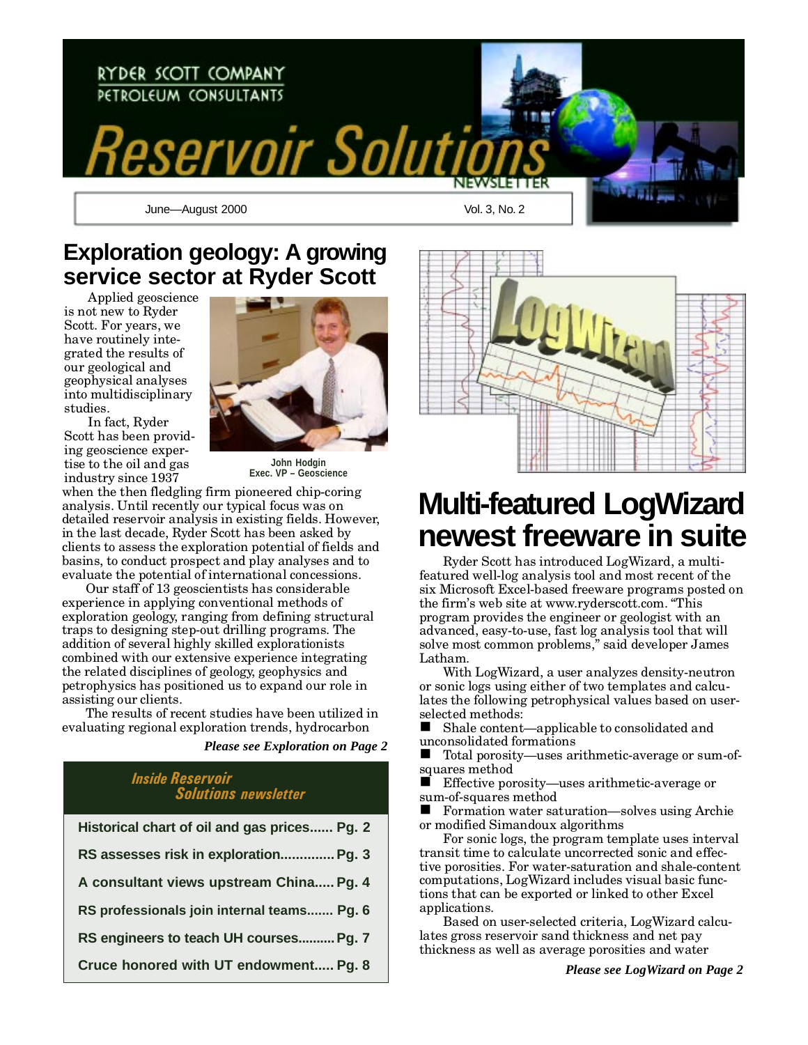RYDER SCOTT COMPANY
PETROLEUM CONSULTANTS

# Reservoir Solutions

NEWSLETTER

June—August 2000 Vol. 3, No. 2

## Exploration geology: A growing service sector at Ryder Scott

Applied geoscience is not new to Ryder Scott. For years, we have routinely integrated the results of our geological and geophysical analyses into multidisciplinary studies.

In fact, Ryder Scott has been providing geoscience expertise to the oil and gas industry since 1937 when the then fledgling firm pioneered chip-coring analysis. Until recently our typical focus was on detailed reservoir analysis in existing fields. However, in the last decade, Ryder Scott has been asked by clients to assess the exploration potential of fields and basins, to conduct prospect and play analyses and to evaluate the potential of international concessions.

John Hodgin
Exec. VP – Geoscience

Our staff of 13 geoscientists has considerable experience in applying conventional methods of exploration geology, ranging from defining structural traps to designing step-out drilling programs. The addition of several highly skilled explorationists combined with our extensive experience integrating the related disciplines of geology, geophysics and petrophysics has positioned us to expand our role in assisting our clients.

The results of recent studies have been utilized in evaluating regional exploration trends, hydrocarbon

***Please see Exploration on Page 2***

### Inside Reservoir Solutions newsletter

- **Historical chart of oil and gas prices...... Pg. 2**
- **RS assesses risk in exploration.............. Pg. 3**
- **A consultant views upstream China..... Pg. 4**
- **RS professionals join internal teams....... Pg. 6**
- **RS engineers to teach UH courses.......... Pg. 7**
- **Cruce honored with UT endowment..... Pg. 8**

## Multi-featured LogWizard newest freeware in suite

Ryder Scott has introduced LogWizard, a multi-featured well-log analysis tool and most recent of the six Microsoft Excel-based freeware programs posted on the firm's web site at www.ryderscott.com. "This program provides the engineer or geologist with an advanced, easy-to-use, fast log analysis tool that will solve most common problems," said developer James Latham.

With LogWizard, a user analyzes density-neutron or sonic logs using either of two templates and calculates the following petrophysical values based on user-selected methods:

- Shale content—applicable to consolidated and unconsolidated formations
- Total porosity—uses arithmetic-average or sum-of-squares method
- Effective porosity—uses arithmetic-average or sum-of-squares method
- Formation water saturation—solves using Archie or modified Simandoux algorithms

For sonic logs, the program template uses interval transit time to calculate uncorrected sonic and effective porosities. For water-saturation and shale-content computations, LogWizard includes visual basic functions that can be exported or linked to other Excel applications.

Based on user-selected criteria, LogWizard calculates gross reservoir sand thickness and net pay thickness as well as average porosities and water

***Please see LogWizard on Page 2***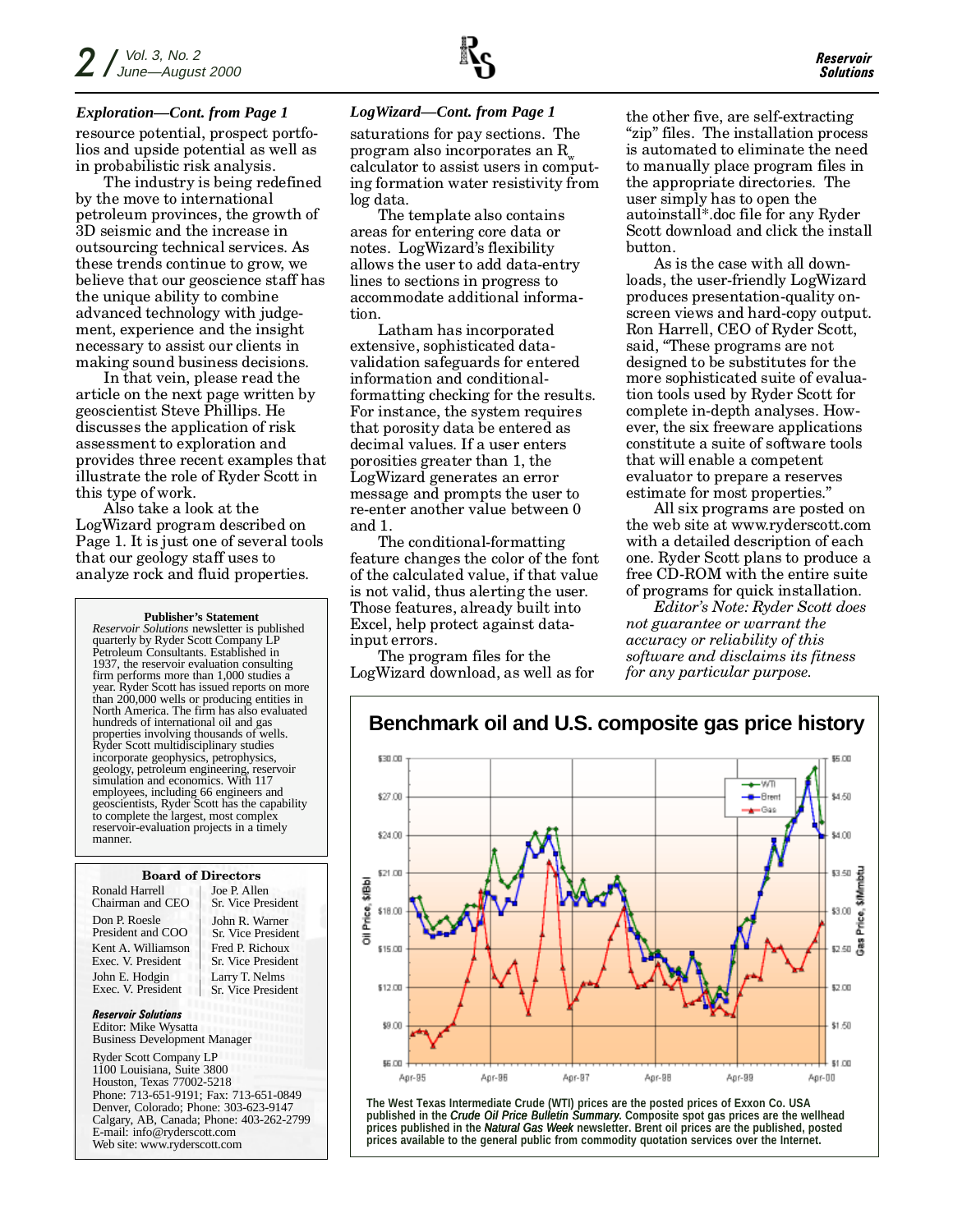### *Exploration—Cont. from Page 1*

resource potential, prospect portfolios and upside potential as well as in probabilistic risk analysis.

The industry is being redefined by the move to international petroleum provinces, the growth of 3D seismic and the increase in outsourcing technical services. As these trends continue to grow, we believe that our geoscience staff has the unique ability to combine advanced technology with judgement, experience and the insight necessary to assist our clients in making sound business decisions.

In that vein, please read the article on the next page written by geoscientist Steve Phillips. He discusses the application of risk assessment to exploration and provides three recent examples that illustrate the role of Ryder Scott in this type of work.

Also take a look at the LogWizard program described on Page 1. It is just one of several tools that our geology staff uses to analyze rock and fluid properties.

**Publisher's Statement**

*Reservoir Solutions* newsletter is published quarterly by Ryder Scott Company LP Petroleum Consultants. Established in 1937, the reservoir evaluation consulting firm performs more than 1,000 studies a year. Ryder Scott has issued reports on more than 200,000 wells or producing entities in North America. The firm has also evaluated hundreds of international oil and gas properties involving thousands of wells. Ryder Scott multidisciplinary studies incorporate geophysics, petrophysics, geology, petroleum engineering, reservoir simulation and economics. With 117 employees, including 66 engineers and geoscientists, Ryder Scott has the capability to complete the largest, most complex reservoir-evaluation projects in a timely manner.

**Board of Directors**

| | |
|---|---|
| Ronald Harrell<br>Chairman and CEO | Joe P. Allen<br>Sr. Vice President |
| Don P. Roesle<br>President and COO | John R. Warner<br>Sr. Vice President |
| Kent A. Williamson<br>Exec. V. President | Fred P. Richoux<br>Sr. Vice President |
| John E. Hodgin<br>Exec. V. President | Larry T. Nelms<br>Sr. Vice President |

***Reservoir Solutions***
Editor: Mike Wysatta
Business Development Manager

Ryder Scott Company LP
1100 Louisiana, Suite 3800
Houston, Texas 77002-5218
Phone: 713-651-9191; Fax: 713-651-0849
Denver, Colorado; Phone: 303-623-9147
Calgary, AB, Canada; Phone: 403-262-2799
E-mail: info@ryderscott.com
Web site: www.ryderscott.com

### *LogWizard—Cont. from Page 1*

saturations for pay sections. The program also incorporates an $R_w$ calculator to assist users in computing formation water resistivity from log data.

The template also contains areas for entering core data or notes. LogWizard's flexibility allows the user to add data-entry lines to sections in progress to accommodate additional information.

Latham has incorporated extensive, sophisticated data-validation safeguards for entered information and conditional-formatting checking for the results. For instance, the system requires that porosity data be entered as decimal values. If a user enters porosities greater than 1, the LogWizard generates an error message and prompts the user to re-enter another value between 0 and 1.

The conditional-formatting feature changes the color of the font of the calculated value, if that value is not valid, thus alerting the user. Those features, already built into Excel, help protect against data-input errors.

The program files for the LogWizard download, as well as for the other five, are self-extracting "zip" files. The installation process is automated to eliminate the need to manually place program files in the appropriate directories. The user simply has to open the autoinstall*.doc file for any Ryder Scott download and click the install button.

As is the case with all downloads, the user-friendly LogWizard produces presentation-quality on-screen views and hard-copy output. Ron Harrell, CEO of Ryder Scott, said, "These programs are not designed to be substitutes for the more sophisticated suite of evaluation tools used by Ryder Scott for complete in-depth analyses. However, the six freeware applications constitute a suite of software tools that will enable a competent evaluator to prepare a reserves estimate for most properties."

All six programs are posted on the web site at www.ryderscott.com with a detailed description of each one. Ryder Scott plans to produce a free CD-ROM with the entire suite of programs for quick installation.

*Editor's Note: Ryder Scott does not guarantee or warrant the accuracy or reliability of this software and disclaims its fitness for any particular purpose.*

**Benchmark oil and U.S. composite gas price history**

The West Texas Intermediate Crude (WTI) prices are the posted prices of Exxon Co. USA published in the *Crude Oil Price Bulletin Summary.* Composite spot gas prices are the wellhead prices published in the *Natural Gas Week* newsletter. Brent oil prices are the published, posted prices available to the general public from commodity quotation services over the Internet.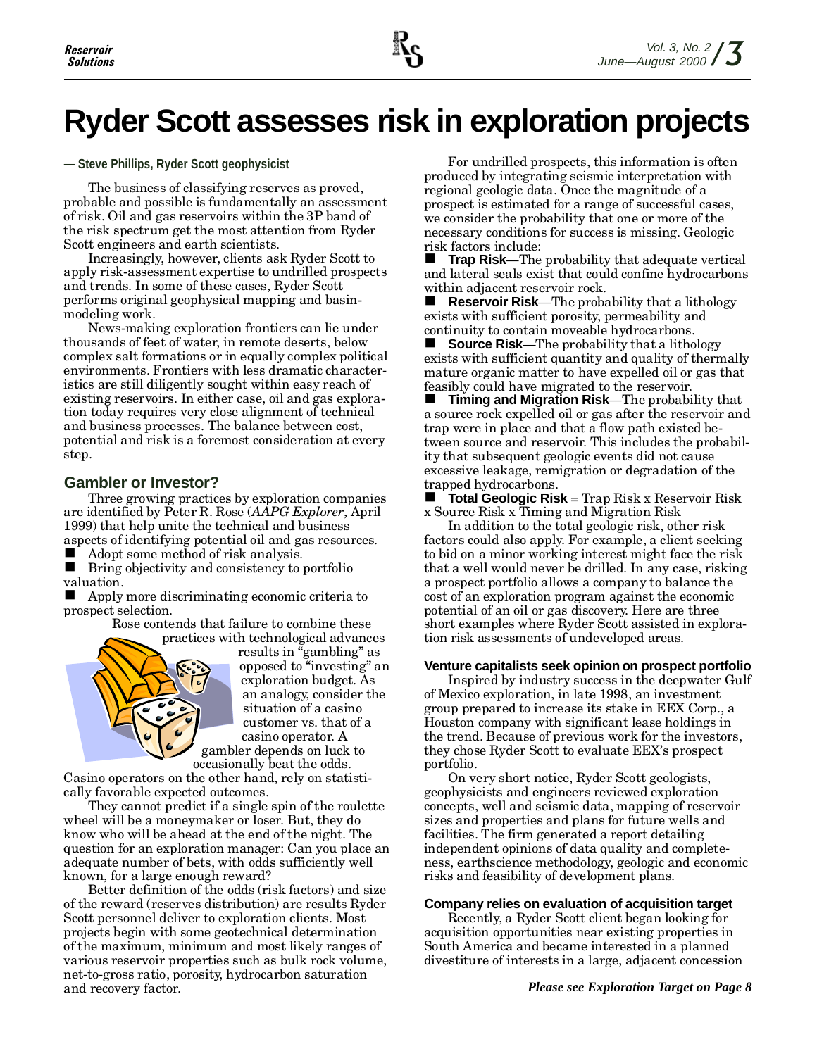# Ryder Scott assesses risk in exploration projects

**— Steve Phillips, Ryder Scott geophysicist**

The business of classifying reserves as proved, probable and possible is fundamentally an assessment of risk. Oil and gas reservoirs within the 3P band of the risk spectrum get the most attention from Ryder Scott engineers and earth scientists.

Increasingly, however, clients ask Ryder Scott to apply risk-assessment expertise to undrilled prospects and trends. In some of these cases, Ryder Scott performs original geophysical mapping and basin-modeling work.

News-making exploration frontiers can lie under thousands of feet of water, in remote deserts, below complex salt formations or in equally complex political environments. Frontiers with less dramatic characteristics are still diligently sought within easy reach of existing reservoirs. In either case, oil and gas exploration today requires very close alignment of technical and business processes. The balance between cost, potential and risk is a foremost consideration at every step.

## Gambler or Investor?

Three growing practices by exploration companies are identified by Peter R. Rose (*AAPG Explorer*, April 1999) that help unite the technical and business aspects of identifying potential oil and gas resources.

- Adopt some method of risk analysis.
- Bring objectivity and consistency to portfolio valuation.
- Apply more discriminating economic criteria to prospect selection.

Rose contends that failure to combine these practices with technological advances results in "gambling" as opposed to "investing" an exploration budget. As an analogy, consider the situation of a casino customer vs. that of a casino operator. A gambler depends on luck to occasionally beat the odds. Casino operators on the other hand, rely on statistically favorable expected outcomes.

They cannot predict if a single spin of the roulette wheel will be a moneymaker or loser. But, they do know who will be ahead at the end of the night. The question for an exploration manager: Can you place an adequate number of bets, with odds sufficiently well known, for a large enough reward?

Better definition of the odds (risk factors) and size of the reward (reserves distribution) are results Ryder Scott personnel deliver to exploration clients. Most projects begin with some geotechnical determination of the maximum, minimum and most likely ranges of various reservoir properties such as bulk rock volume, net-to-gross ratio, porosity, hydrocarbon saturation and recovery factor.

For undrilled prospects, this information is often produced by integrating seismic interpretation with regional geologic data. Once the magnitude of a prospect is estimated for a range of successful cases, we consider the probability that one or more of the necessary conditions for success is missing. Geologic risk factors include:

- **Trap Risk**—The probability that adequate vertical and lateral seals exist that could confine hydrocarbons within adjacent reservoir rock.
- **Reservoir Risk**—The probability that a lithology exists with sufficient porosity, permeability and continuity to contain moveable hydrocarbons.
- **Source Risk**—The probability that a lithology exists with sufficient quantity and quality of thermally mature organic matter to have expelled oil or gas that feasibly could have migrated to the reservoir.
- **Timing and Migration Risk**—The probability that a source rock expelled oil or gas after the reservoir and trap were in place and that a flow path existed between source and reservoir. This includes the probability that subsequent geologic events did not cause excessive leakage, remigration or degradation of the trapped hydrocarbons.
- **Total Geologic Risk** = Trap Risk x Reservoir Risk x Source Risk x Timing and Migration Risk

In addition to the total geologic risk, other risk factors could also apply. For example, a client seeking to bid on a minor working interest might face the risk that a well would never be drilled. In any case, risking a prospect portfolio allows a company to balance the cost of an exploration program against the economic potential of an oil or gas discovery. Here are three short examples where Ryder Scott assisted in exploration risk assessments of undeveloped areas.

### Venture capitalists seek opinion on prospect portfolio

Inspired by industry success in the deepwater Gulf of Mexico exploration, in late 1998, an investment group prepared to increase its stake in EEX Corp., a Houston company with significant lease holdings in the trend. Because of previous work for the investors, they chose Ryder Scott to evaluate EEX's prospect portfolio.

On very short notice, Ryder Scott geologists, geophysicists and engineers reviewed exploration concepts, well and seismic data, mapping of reservoir sizes and properties and plans for future wells and facilities. The firm generated a report detailing independent opinions of data quality and completeness, earthscience methodology, geologic and economic risks and feasibility of development plans.

### Company relies on evaluation of acquisition target

Recently, a Ryder Scott client began looking for acquisition opportunities near existing properties in South America and became interested in a planned divestiture of interests in a large, adjacent concession

*Please see Exploration Target on Page 8*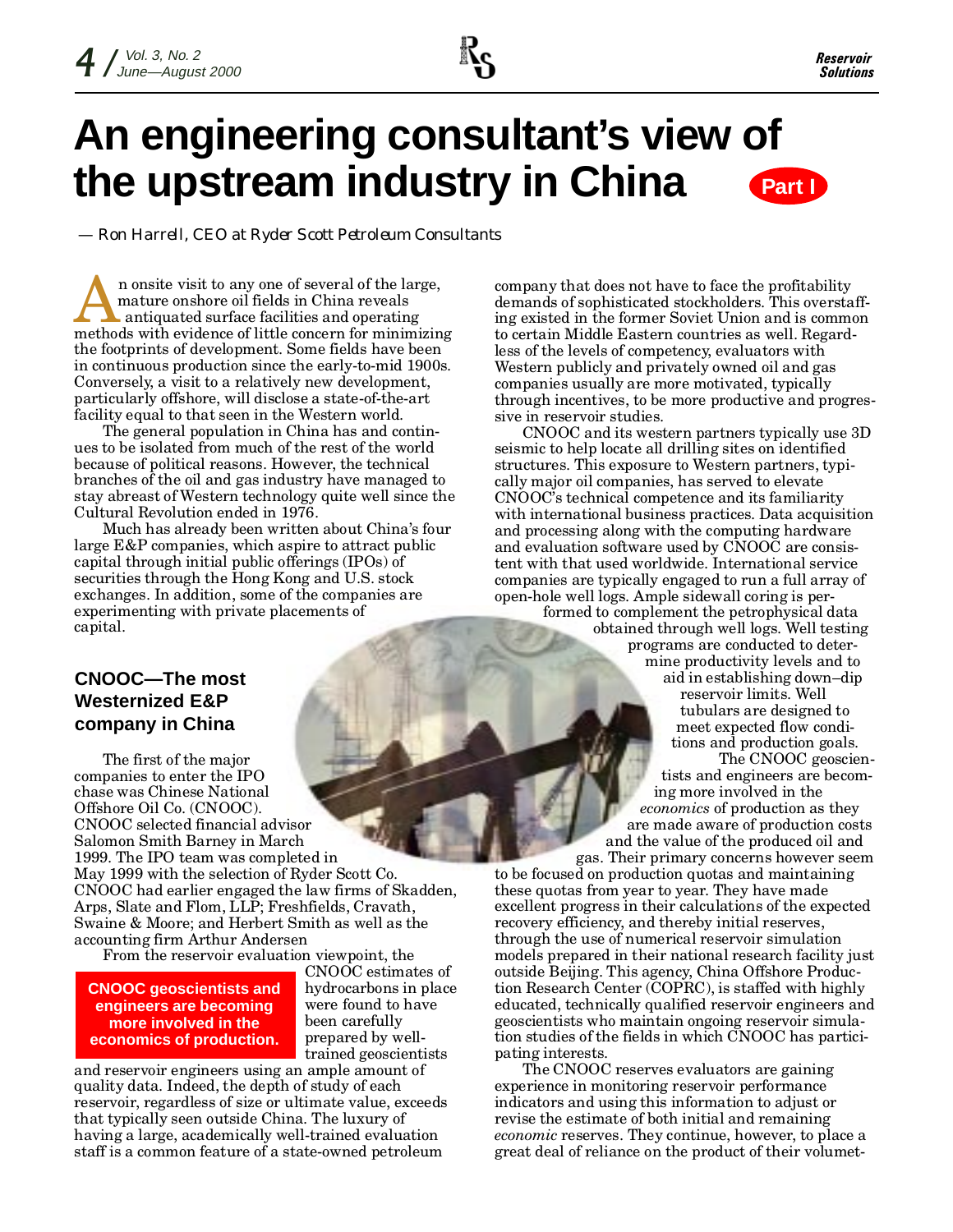# An engineering consultant's view of the upstream industry in China

**Part I**

*— Ron Harrell, CEO at Ryder Scott Petroleum Consultants*

An onsite visit to any one of several of the large, mature onshore oil fields in China reveals antiquated surface facilities and operating methods with evidence of little concern for minimizing the footprints of development. Some fields have been in continuous production since the early-to-mid 1900s. Conversely, a visit to a relatively new development, particularly offshore, will disclose a state-of-the-art facility equal to that seen in the Western world.

The general population in China has and continues to be isolated from much of the rest of the world because of political reasons. However, the technical branches of the oil and gas industry have managed to stay abreast of Western technology quite well since the Cultural Revolution ended in 1976.

Much has already been written about China's four large E&P companies, which aspire to attract public capital through initial public offerings (IPOs) of securities through the Hong Kong and U.S. stock exchanges. In addition, some of the companies are experimenting with private placements of capital.

## CNOOC—The most Westernized E&P company in China

The first of the major companies to enter the IPO chase was Chinese National Offshore Oil Co. (CNOOC). CNOOC selected financial advisor Salomon Smith Barney in March 1999. The IPO team was completed in May 1999 with the selection of Ryder Scott Co. CNOOC had earlier engaged the law firms of Skadden, Arps, Slate and Flom, LLP; Freshfields, Cravath, Swaine & Moore; and Herbert Smith as well as the accounting firm Arthur Andersen

From the reservoir evaluation viewpoint, the CNOOC estimates of hydrocarbons in place were found to have been carefully prepared by well-trained geoscientists and reservoir engineers using an ample amount of quality data. Indeed, the depth of study of each reservoir, regardless of size or ultimate value, exceeds that typically seen outside China. The luxury of having a large, academically well-trained evaluation staff is a common feature of a state-owned petroleum company that does not have to face the profitability demands of sophisticated stockholders. This overstaffing existed in the former Soviet Union and is common to certain Middle Eastern countries as well. Regardless of the levels of competency, evaluators with Western publicly and privately owned oil and gas companies usually are more motivated, typically through incentives, to be more productive and progressive in reservoir studies.

**CNOOC geoscientists and engineers are becoming more involved in the economics of production.**

CNOOC and its western partners typically use 3D seismic to help locate all drilling sites on identified structures. This exposure to Western partners, typically major oil companies, has served to elevate CNOOC's technical competence and its familiarity with international business practices. Data acquisition and processing along with the computing hardware and evaluation software used by CNOOC are consistent with that used worldwide. International service companies are typically engaged to run a full array of open-hole well logs. Ample sidewall coring is performed to complement the petrophysical data obtained through well logs. Well testing programs are conducted to determine productivity levels and to aid in establishing down–dip reservoir limits. Well tubulars are designed to meet expected flow conditions and production goals.

The CNOOC geoscientists and engineers are becoming more involved in the *economics* of production as they are made aware of production costs and the value of the produced oil and gas. Their primary concerns however seem to be focused on production quotas and maintaining these quotas from year to year. They have made excellent progress in their calculations of the expected recovery efficiency, and thereby initial reserves, through the use of numerical reservoir simulation models prepared in their national research facility just outside Beijing. This agency, China Offshore Production Research Center (COPRC), is staffed with highly educated, technically qualified reservoir engineers and geoscientists who maintain ongoing reservoir simulation studies of the fields in which CNOOC has participating interests.

The CNOOC reserves evaluators are gaining experience in monitoring reservoir performance indicators and using this information to adjust or revise the estimate of both initial and remaining *economic* reserves. They continue, however, to place a great deal of reliance on the product of their volumet-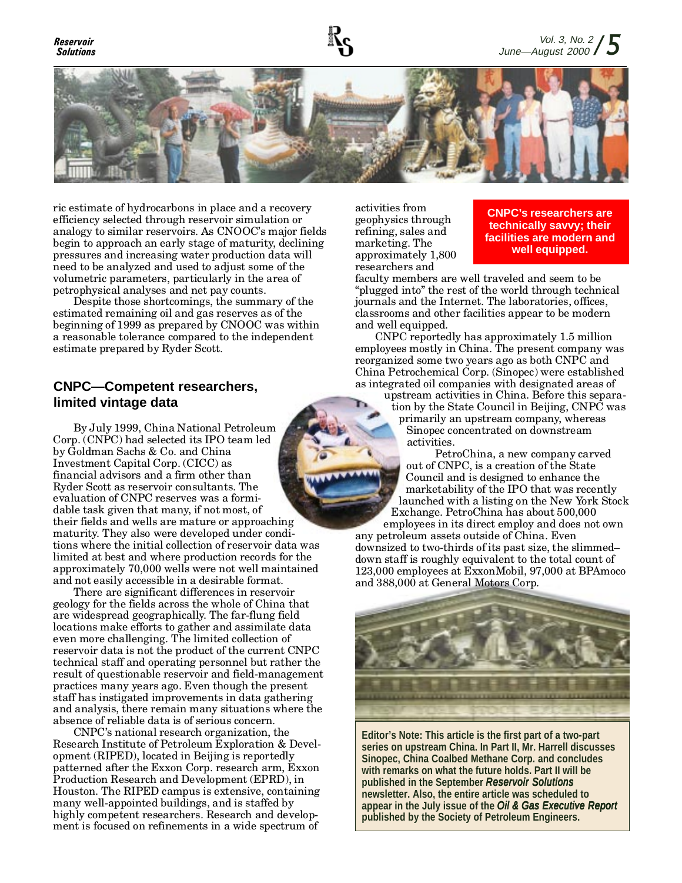ric estimate of hydrocarbons in place and a recovery efficiency selected through reservoir simulation or analogy to similar reservoirs. As CNOOC's major fields begin to approach an early stage of maturity, declining pressures and increasing water production data will need to be analyzed and used to adjust some of the volumetric parameters, particularly in the area of petrophysical analyses and net pay counts.

Despite those shortcomings, the summary of the estimated remaining oil and gas reserves as of the beginning of 1999 as prepared by CNOOC was within a reasonable tolerance compared to the independent estimate prepared by Ryder Scott.

## CNPC—Competent researchers, limited vintage data

By July 1999, China National Petroleum Corp. (CNPC) had selected its IPO team led by Goldman Sachs & Co. and China Investment Capital Corp. (CICC) as financial advisors and a firm other than Ryder Scott as reservoir consultants. The evaluation of CNPC reserves was a formidable task given that many, if not most, of their fields and wells are mature or approaching maturity. They also were developed under conditions where the initial collection of reservoir data was limited at best and where production records for the approximately 70,000 wells were not well maintained and not easily accessible in a desirable format.

There are significant differences in reservoir geology for the fields across the whole of China that are widespread geographically. The far-flung field locations make efforts to gather and assimilate data even more challenging. The limited collection of reservoir data is not the product of the current CNPC technical staff and operating personnel but rather the result of questionable reservoir and field-management practices many years ago. Even though the present staff has instigated improvements in data gathering and analysis, there remain many situations where the absence of reliable data is of serious concern.

CNPC's national research organization, the Research Institute of Petroleum Exploration & Development (RIPED), located in Beijing is reportedly patterned after the Exxon Corp. research arm, Exxon Production Research and Development (EPRD), in Houston. The RIPED campus is extensive, containing many well-appointed buildings, and is staffed by highly competent researchers. Research and development is focused on refinements in a wide spectrum of activities from geophysics through refining, sales and marketing. The approximately 1,800 researchers and faculty members are well traveled and seem to be "plugged into" the rest of the world through technical journals and the Internet. The laboratories, offices, classrooms and other facilities appear to be modern and well equipped.

**CNPC's researchers are technically savvy; their facilities are modern and well equipped.**

CNPC reportedly has approximately 1.5 million employees mostly in China. The present company was reorganized some two years ago as both CNPC and China Petrochemical Corp. (Sinopec) were established as integrated oil companies with designated areas of upstream activities in China. Before this separation by the State Council in Beijing, CNPC was primarily an upstream company, whereas Sinopec concentrated on downstream activities.

PetroChina, a new company carved out of CNPC, is a creation of the State Council and is designed to enhance the marketability of the IPO that was recently launched with a listing on the New York Stock Exchange. PetroChina has about 500,000 employees in its direct employ and does not own any petroleum assets outside of China. Even downsized to two-thirds of its past size, the slimmed–down staff is roughly equivalent to the total count of 123,000 employees at ExxonMobil, 97,000 at BPAmoco and 388,000 at General Motors Corp.

**Editor's Note: This article is the first part of a two-part series on upstream China. In Part II, Mr. Harrell discusses Sinopec, China Coalbed Methane Corp. and concludes with remarks on what the future holds. Part II will be published in the September *Reservoir Solutions* newsletter. Also, the entire article was scheduled to appear in the July issue of the *Oil & Gas Executive Report* published by the Society of Petroleum Engineers.**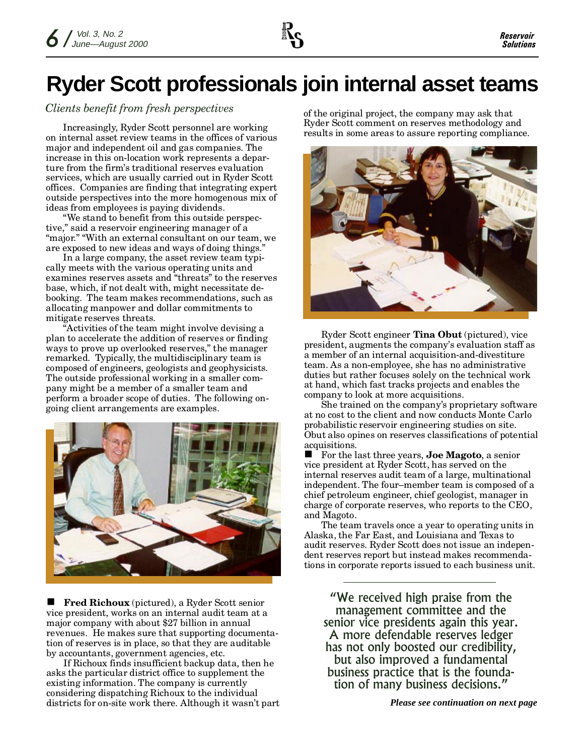# Ryder Scott professionals join internal asset teams

*Clients benefit from fresh perspectives*

Increasingly, Ryder Scott personnel are working on internal asset review teams in the offices of various major and independent oil and gas companies. The increase in this on-location work represents a departure from the firm's traditional reserves evaluation services, which are usually carried out in Ryder Scott offices. Companies are finding that integrating expert outside perspectives into the more homogenous mix of ideas from employees is paying dividends.

"We stand to benefit from this outside perspective," said a reservoir engineering manager of a "major." "With an external consultant on our team, we are exposed to new ideas and ways of doing things."

In a large company, the asset review team typically meets with the various operating units and examines reserves assets and "threats" to the reserves base, which, if not dealt with, might necessitate debooking. The team makes recommendations, such as allocating manpower and dollar commitments to mitigate reserves threats.

"Activities of the team might involve devising a plan to accelerate the addition of reserves or finding ways to prove up overlooked reserves," the manager remarked. Typically, the multidisciplinary team is composed of engineers, geologists and geophysicists. The outside professional working in a smaller company might be a member of a smaller team and perform a broader scope of duties. The following ongoing client arrangements are examples.

■ **Fred Richoux** (pictured), a Ryder Scott senior vice president, works on an internal audit team at a major company with about $27 billion in annual revenues. He makes sure that supporting documentation of reserves is in place, so that they are auditable by accountants, government agencies, etc.

If Richoux finds insufficient backup data, then he asks the particular district office to supplement the existing information. The company is currently considering dispatching Richoux to the individual districts for on-site work there. Although it wasn't part of the original project, the company may ask that Ryder Scott comment on reserves methodology and results in some areas to assure reporting compliance.

Ryder Scott engineer **Tina Obut** (pictured), vice president, augments the company's evaluation staff as a member of an internal acquisition-and-divestiture team. As a non-employee, she has no administrative duties but rather focuses solely on the technical work at hand, which fast tracks projects and enables the company to look at more acquisitions.

She trained on the company's proprietary software at no cost to the client and now conducts Monte Carlo probabilistic reservoir engineering studies on site. Obut also opines on reserves classifications of potential acquisitions.

■ For the last three years, **Joe Magoto**, a senior vice president at Ryder Scott, has served on the internal reserves audit team of a large, multinational independent. The four–member team is composed of a chief petroleum engineer, chief geologist, manager in charge of corporate reserves, who reports to the CEO, and Magoto.

The team travels once a year to operating units in Alaska, the Far East, and Louisiana and Texas to audit reserves. Ryder Scott does not issue an independent reserves report but instead makes recommendations in corporate reports issued to each business unit.

"We received high praise from the management committee and the senior vice presidents again this year. A more defendable reserves ledger has not only boosted our credibility, but also improved a fundamental business practice that is the foundation of many business decisions."

***Please see continuation on next page***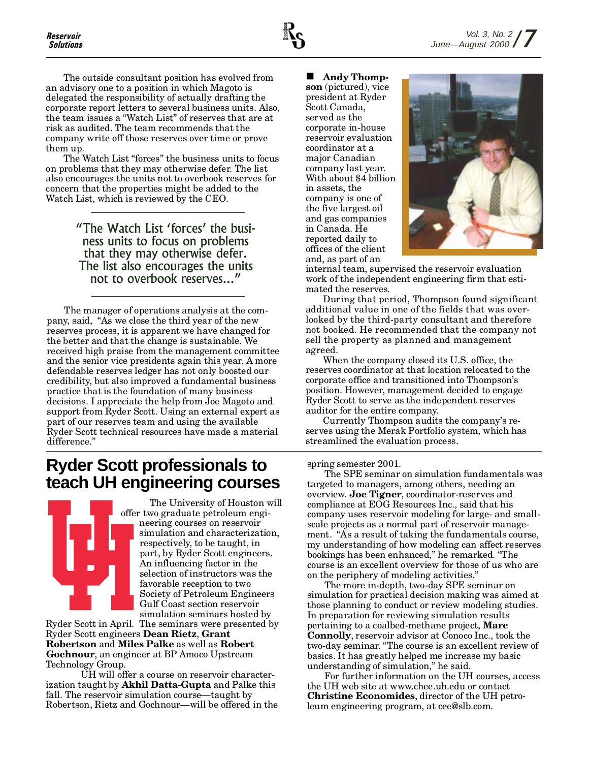The outside consultant position has evolved from an advisory one to a position in which Magoto is delegated the responsibility of actually drafting the corporate report letters to several business units. Also, the team issues a "Watch List" of reserves that are at risk as audited. The team recommends that the company write off those reserves over time or prove them up.

The Watch List "forces" the business units to focus on problems that they may otherwise defer. The list also encourages the units not to overbook reserves for concern that the properties might be added to the Watch List, which is reviewed by the CEO.

> "The Watch List 'forces' the business units to focus on problems that they may otherwise defer. The list also encourages the units not to overbook reserves..."

The manager of operations analysis at the company, said, "As we close the third year of the new reserves process, it is apparent we have changed for the better and that the change is sustainable. We received high praise from the management committee and the senior vice presidents again this year. A more defendable reserves ledger has not only boosted our credibility, but also improved a fundamental business practice that is the foundation of many business decisions. I appreciate the help from Joe Magoto and support from Ryder Scott. Using an external expert as part of our reserves team and using the available Ryder Scott technical resources have made a material difference."

■ **Andy Thompson** (pictured), vice president at Ryder Scott Canada, served as the corporate in-house reservoir evaluation coordinator at a major Canadian company last year. With about $4 billion in assets, the company is one of the five largest oil and gas companies in Canada. He reported daily to offices of the client and, as part of an internal team, supervised the reservoir evaluation work of the independent engineering firm that estimated the reserves.

During that period, Thompson found significant additional value in one of the fields that was overlooked by the third-party consultant and therefore not booked. He recommended that the company not sell the property as planned and management agreed.

When the company closed its U.S. office, the reserves coordinator at that location relocated to the corporate office and transitioned into Thompson's position. However, management decided to engage Ryder Scott to serve as the independent reserves auditor for the entire company.

Currently Thompson audits the company's reserves using the Merak Portfolio system, which has streamlined the evaluation process.

# Ryder Scott professionals to teach UH engineering courses

The University of Houston will offer two graduate petroleum engineering courses on reservoir simulation and characterization, respectively, to be taught, in part, by Ryder Scott engineers. An influencing factor in the selection of instructors was the favorable reception to two Society of Petroleum Engineers Gulf Coast section reservoir simulation seminars hosted by Ryder Scott in April. The seminars were presented by Ryder Scott engineers **Dean Rietz**, **Grant Robertson** and **Miles Palke** as well as **Robert Gochnour**, an engineer at BP Amoco Upstream Technology Group.

UH will offer a course on reservoir characterization taught by **Akhil Datta-Gupta** and Palke this fall. The reservoir simulation course—taught by Robertson, Rietz and Gochnour—will be offered in the spring semester 2001.

The SPE seminar on simulation fundamentals was targeted to managers, among others, needing an overview. **Joe Tigner**, coordinator-reserves and compliance at EOG Resources Inc., said that his company uses reservoir modeling for large- and small-scale projects as a normal part of reservoir management. "As a result of taking the fundamentals course, my understanding of how modeling can affect reserves bookings has been enhanced," he remarked. "The course is an excellent overview for those of us who are on the periphery of modeling activities."

The more in-depth, two-day SPE seminar on simulation for practical decision making was aimed at those planning to conduct or review modeling studies. In preparation for reviewing simulation results pertaining to a coalbed-methane project, **Marc Connolly**, reservoir advisor at Conoco Inc., took the two-day seminar. "The course is an excellent review of basics. It has greatly helped me increase my basic understanding of simulation," he said.

For further information on the UH courses, access the UH web site at www.chee.uh.edu or contact **Christine Economides**, director of the UH petroleum engineering program, at cee@slb.com.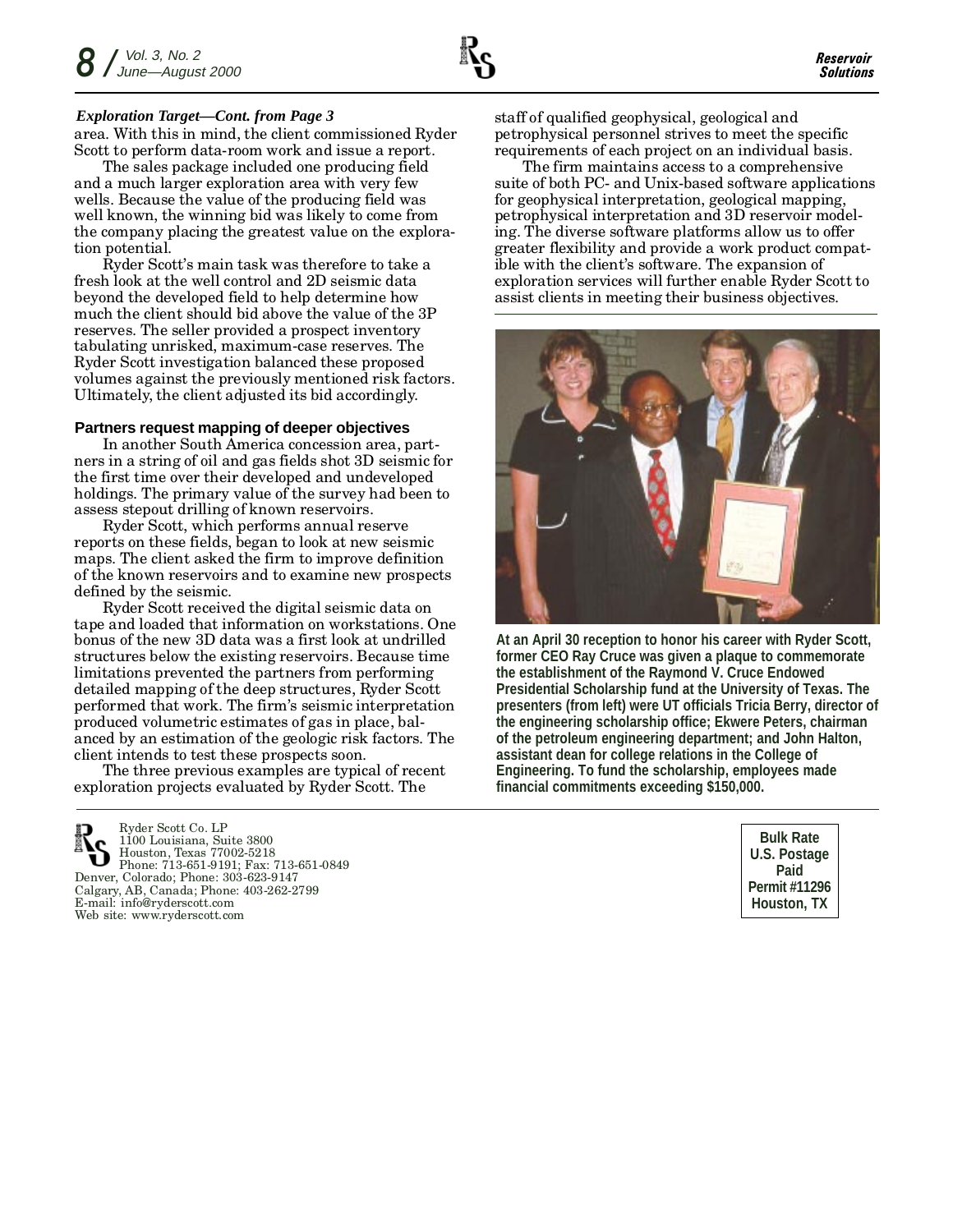*Exploration Target—Cont. from Page 3*

area. With this in mind, the client commissioned Ryder Scott to perform data-room work and issue a report.

The sales package included one producing field and a much larger exploration area with very few wells. Because the value of the producing field was well known, the winning bid was likely to come from the company placing the greatest value on the exploration potential.

Ryder Scott's main task was therefore to take a fresh look at the well control and 2D seismic data beyond the developed field to help determine how much the client should bid above the value of the 3P reserves. The seller provided a prospect inventory tabulating unrisked, maximum-case reserves. The Ryder Scott investigation balanced these proposed volumes against the previously mentioned risk factors. Ultimately, the client adjusted its bid accordingly.

### Partners request mapping of deeper objectives

In another South America concession area, partners in a string of oil and gas fields shot 3D seismic for the first time over their developed and undeveloped holdings. The primary value of the survey had been to assess stepout drilling of known reservoirs.

Ryder Scott, which performs annual reserve reports on these fields, began to look at new seismic maps. The client asked the firm to improve definition of the known reservoirs and to examine new prospects defined by the seismic.

Ryder Scott received the digital seismic data on tape and loaded that information on workstations. One bonus of the new 3D data was a first look at undrilled structures below the existing reservoirs. Because time limitations prevented the partners from performing detailed mapping of the deep structures, Ryder Scott performed that work. The firm's seismic interpretation produced volumetric estimates of gas in place, balanced by an estimation of the geologic risk factors. The client intends to test these prospects soon.

The three previous examples are typical of recent exploration projects evaluated by Ryder Scott. The staff of qualified geophysical, geological and petrophysical personnel strives to meet the specific requirements of each project on an individual basis.

The firm maintains access to a comprehensive suite of both PC- and Unix-based software applications for geophysical interpretation, geological mapping, petrophysical interpretation and 3D reservoir modeling. The diverse software platforms allow us to offer greater flexibility and provide a work product compatible with the client's software. The expansion of exploration services will further enable Ryder Scott to assist clients in meeting their business objectives.

**At an April 30 reception to honor his career with Ryder Scott, former CEO Ray Cruce was given a plaque to commemorate the establishment of the Raymond V. Cruce Endowed Presidential Scholarship fund at the University of Texas. The presenters (from left) were UT officials Tricia Berry, director of the engineering scholarship office; Ekwere Peters, chairman of the petroleum engineering department; and John Halton, assistant dean for college relations in the College of Engineering. To fund the scholarship, employees made financial commitments exceeding $150,000.**

Ryder Scott Co. LP
1100 Louisiana, Suite 3800
Houston, Texas 77002-5218
Phone: 713-651-9191; Fax: 713-651-0849
Denver, Colorado; Phone: 303-623-9147
Calgary, AB, Canada; Phone: 403-262-2799
E-mail: info@ryderscott.com
Web site: www.ryderscott.com

**Bulk Rate**
**U.S. Postage**
**Paid**
**Permit #11296**
**Houston, TX**